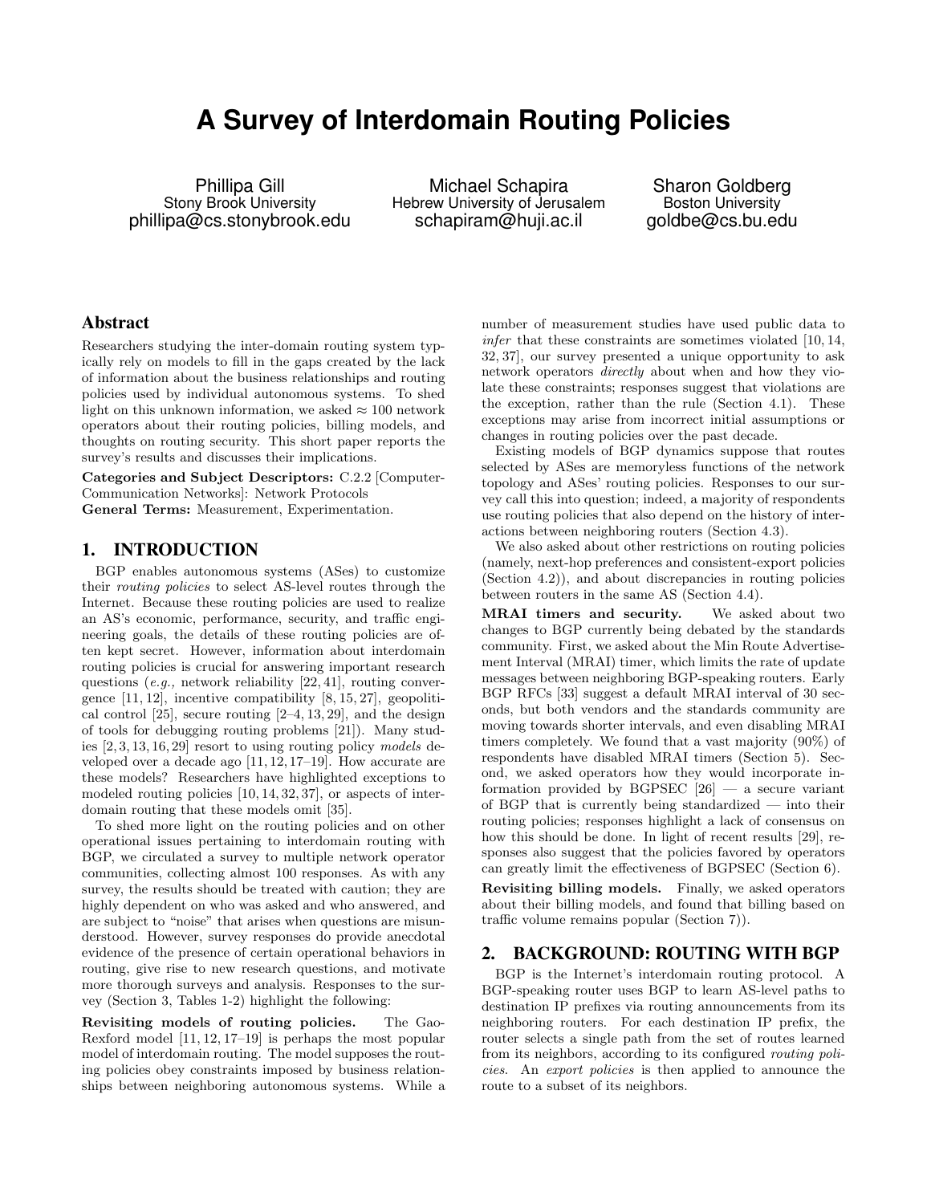# A Survey of Interdomain Routing Policies

Phillipa Gill
Stony Brook University
phillipa@cs.stonybrook.edu

Michael Schapira
Hebrew University of Jerusalem
schapiram@huji.ac.il

Sharon Goldberg
Boston University
goldbe@cs.bu.edu

## Abstract

Researchers studying the inter-domain routing system typically rely on models to fill in the gaps created by the lack of information about the business relationships and routing policies used by individual autonomous systems. To shed light on this unknown information, we asked ≈ 100 network operators about their routing policies, billing models, and thoughts on routing security. This short paper reports the survey's results and discusses their implications.

**Categories and Subject Descriptors:** C.2.2 [Computer-Communication Networks]: Network Protocols
**General Terms:** Measurement, Experimentation.

## 1. INTRODUCTION

BGP enables autonomous systems (ASes) to customize their *routing policies* to select AS-level routes through the Internet. Because these routing policies are used to realize an AS's economic, performance, security, and traffic engineering goals, the details of these routing policies are often kept secret. However, information about interdomain routing policies is crucial for answering important research questions (*e.g.,* network reliability [22, 41], routing convergence [11, 12], incentive compatibility [8, 15, 27], geopolitical control [25], secure routing [2–4, 13, 29], and the design of tools for debugging routing problems [21]). Many studies [2, 3, 13, 16, 29] resort to using routing policy *models* developed over a decade ago [11, 12, 17–19]. How accurate are these models? Researchers have highlighted exceptions to modeled routing policies [10, 14, 32, 37], or aspects of interdomain routing that these models omit [35].

To shed more light on the routing policies and on other operational issues pertaining to interdomain routing with BGP, we circulated a survey to multiple network operator communities, collecting almost 100 responses. As with any survey, the results should be treated with caution; they are highly dependent on who was asked and who answered, and are subject to "noise" that arises when questions are misunderstood. However, survey responses do provide anecdotal evidence of the presence of certain operational behaviors in routing, give rise to new research questions, and motivate more thorough surveys and analysis. Responses to the survey (Section 3, Tables 1-2) highlight the following:

**Revisiting models of routing policies.** The Gao-Rexford model [11, 12, 17–19] is perhaps the most popular model of interdomain routing. The model supposes the routing policies obey constraints imposed by business relationships between neighboring autonomous systems. While a number of measurement studies have used public data to *infer* that these constraints are sometimes violated [10, 14, 32, 37], our survey presented a unique opportunity to ask network operators *directly* about when and how they violate these constraints; responses suggest that violations are the exception, rather than the rule (Section 4.1). These exceptions may arise from incorrect initial assumptions or changes in routing policies over the past decade.

Existing models of BGP dynamics suppose that routes selected by ASes are memoryless functions of the network topology and ASes' routing policies. Responses to our survey call this into question; indeed, a majority of respondents use routing policies that also depend on the history of interactions between neighboring routers (Section 4.3).

We also asked about other restrictions on routing policies (namely, next-hop preferences and consistent-export policies (Section 4.2)), and about discrepancies in routing policies between routers in the same AS (Section 4.4).

**MRAI timers and security.** We asked about two changes to BGP currently being debated by the standards community. First, we asked about the Min Route Advertisement Interval (MRAI) timer, which limits the rate of update messages between neighboring BGP-speaking routers. Early BGP RFCs [33] suggest a default MRAI interval of 30 seconds, but both vendors and the standards community are moving towards shorter intervals, and even disabling MRAI timers completely. We found that a vast majority (90%) of respondents have disabled MRAI timers (Section 5). Second, we asked operators how they would incorporate information provided by BGPSEC [26] — a secure variant of BGP that is currently being standardized — into their routing policies; responses highlight a lack of consensus on how this should be done. In light of recent results [29], responses also suggest that the policies favored by operators can greatly limit the effectiveness of BGPSEC (Section 6).

**Revisiting billing models.** Finally, we asked operators about their billing models, and found that billing based on traffic volume remains popular (Section 7)).

## 2. BACKGROUND: ROUTING WITH BGP

BGP is the Internet's interdomain routing protocol. A BGP-speaking router uses BGP to learn AS-level paths to destination IP prefixes via routing announcements from its neighboring routers. For each destination IP prefix, the router selects a single path from the set of routes learned from its neighbors, according to its configured *routing policies*. An *export policies* is then applied to announce the route to a subset of its neighbors.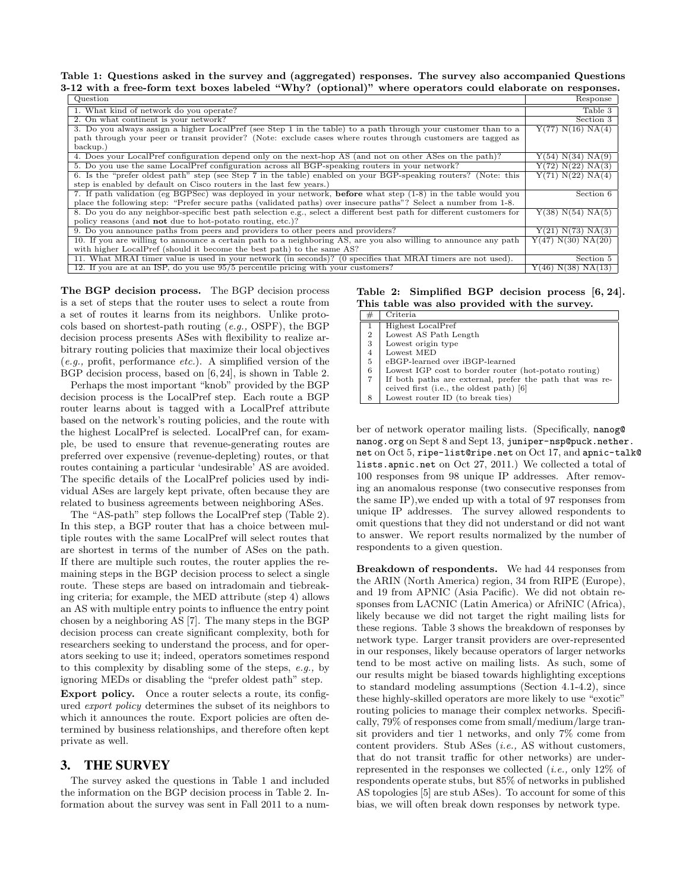**Table 1: Questions asked in the survey and (aggregated) responses. The survey also accompanied Questions 3-12 with a free-form text boxes labeled "Why? (optional)" where operators could elaborate on responses.**

| Question | Response |
|---|---|
| 1. What kind of network do you operate? | Table 3 |
| 2. On what continent is your network? | Section 3 |
| 3. Do you always assign a higher LocalPref (see Step 1 in the table) to a path through your customer than to a path through your peer or transit provider? (Note: exclude cases where routes through customers are tagged as backup.) | Y(77) N(16) NA(4) |
| 4. Does your LocalPref configuration depend only on the next-hop AS (and not on other ASes on the path)? | Y(54) N(34) NA(9) |
| 5. Do you use the same LocalPref configuration across all BGP-speaking routers in your network? | Y(72) N(22) NA(3) |
| 6. Is the "prefer oldest path" step (see Step 7 in the table) enabled on your BGP-speaking routers? (Note: this step is enabled by default on Cisco routers in the last few years.) | Y(71) N(22) NA(4) |
| 7. If path validation (eg BGPSec) was deployed in your network, **before** what step (1-8) in the table would you place the following step: "Prefer secure paths (validated paths) over insecure paths"? Select a number from 1-8. | Section 6 |
| 8. Do you do any neighbor-specific best path selection e.g., select a different best path for different customers for policy reasons (and **not** due to hot-potato routing, etc.)? | Y(38) N(54) NA(5) |
| 9. Do you announce paths from peers and providers to other peers and providers? | Y(21) N(73) NA(3) |
| 10. If you are willing to announce a certain path to a neighboring AS, are you also willing to announce any path with higher LocalPref (should it become the best path) to the same AS? | Y(47) N(30) NA(20) |
| 11. What MRAI timer value is used in your network (in seconds)? (0 specifies that MRAI timers are not used). | Section 5 |
| 12. If you are at an ISP, do you use 95/5 percentile pricing with your customers? | Y(46) N(38) NA(13) |

**The BGP decision process.** The BGP decision process is a set of steps that the router uses to select a route from a set of routes it learns from its neighbors. Unlike protocols based on shortest-path routing (*e.g.,* OSPF), the BGP decision process presents ASes with flexibility to realize arbitrary routing policies that maximize their local objectives (*e.g.,* profit, performance *etc.*). A simplified version of the BGP decision process, based on [6, 24], is shown in Table 2.

Perhaps the most important "knob" provided by the BGP decision process is the LocalPref step. Each route a BGP router learns about is tagged with a LocalPref attribute based on the network's routing policies, and the route with the highest LocalPref is selected. LocalPref can, for example, be used to ensure that revenue-generating routes are preferred over expensive (revenue-depleting) routes, or that routes containing a particular 'undesirable' AS are avoided. The specific details of the LocalPref policies used by individual ASes are largely kept private, often because they are related to business agreements between neighboring ASes.

The "AS-path" step follows the LocalPref step (Table 2). In this step, a BGP router that has a choice between multiple routes with the same LocalPref will select routes that are shortest in terms of the number of ASes on the path. If there are multiple such routes, the router applies the remaining steps in the BGP decision process to select a single route. These steps are based on intradomain and tiebreaking criteria; for example, the MED attribute (step 4) allows an AS with multiple entry points to influence the entry point chosen by a neighboring AS [7]. The many steps in the BGP decision process can create significant complexity, both for researchers seeking to understand the process, and for operators seeking to use it; indeed, operators sometimes respond to this complexity by disabling some of the steps, *e.g.,* by ignoring MEDs or disabling the "prefer oldest path" step.

**Export policy.** Once a router selects a route, its configured *export policy* determines the subset of its neighbors to which it announces the route. Export policies are often determined by business relationships, and therefore often kept private as well.

## 3. THE SURVEY

The survey asked the questions in Table 1 and included the information on the BGP decision process in Table 2. Information about the survey was sent in Fall 2011 to a number of network operator mailing lists. (Specifically, nanog@nanog.org on Sept 8 and Sept 13, juniper-nsp@puck.nether.net on Oct 5, ripe-list@ripe.net on Oct 17, and apnic-talk@lists.apnic.net on Oct 27, 2011.) We collected a total of 100 responses from 98 unique IP addresses. After removing an anomalous response (two consecutive responses from the same IP),we ended up with a total of 97 responses from unique IP addresses. The survey allowed respondents to omit questions that they did not understand or did not want to answer. We report results normalized by the number of respondents to a given question.

**Table 2: Simplified BGP decision process [6, 24]. This table was also provided with the survey.**

| # | Criteria |
|---|---|
| 1 | Highest LocalPref |
| 2 | Lowest AS Path Length |
| 3 | Lowest origin type |
| 4 | Lowest MED |
| 5 | eBGP-learned over iBGP-learned |
| 6 | Lowest IGP cost to border router (hot-potato routing) |
| 7 | If both paths are external, prefer the path that was received first (i.e., the oldest path) [6] |
| 8 | Lowest router ID (to break ties) |

**Breakdown of respondents.** We had 44 responses from the ARIN (North America) region, 34 from RIPE (Europe), and 19 from APNIC (Asia Pacific). We did not obtain responses from LACNIC (Latin America) or AfriNIC (Africa), likely because we did not target the right mailing lists for these regions. Table 3 shows the breakdown of responses by network type. Larger transit providers are over-represented in our responses, likely because operators of larger networks tend to be most active on mailing lists. As such, some of our results might be biased towards highlighting exceptions to standard modeling assumptions (Section 4.1-4.2), since these highly-skilled operators are more likely to use "exotic" routing policies to manage their complex networks. Specifically, 79% of responses come from small/medium/large transit providers and tier 1 networks, and only 7% come from content providers. Stub ASes (*i.e.,* AS without customers, that do not transit traffic for other networks) are underrepresented in the responses we collected (*i.e.,* only 12% of respondents operate stubs, but 85% of networks in published AS topologies [5] are stub ASes). To account for some of this bias, we will often break down responses by network type.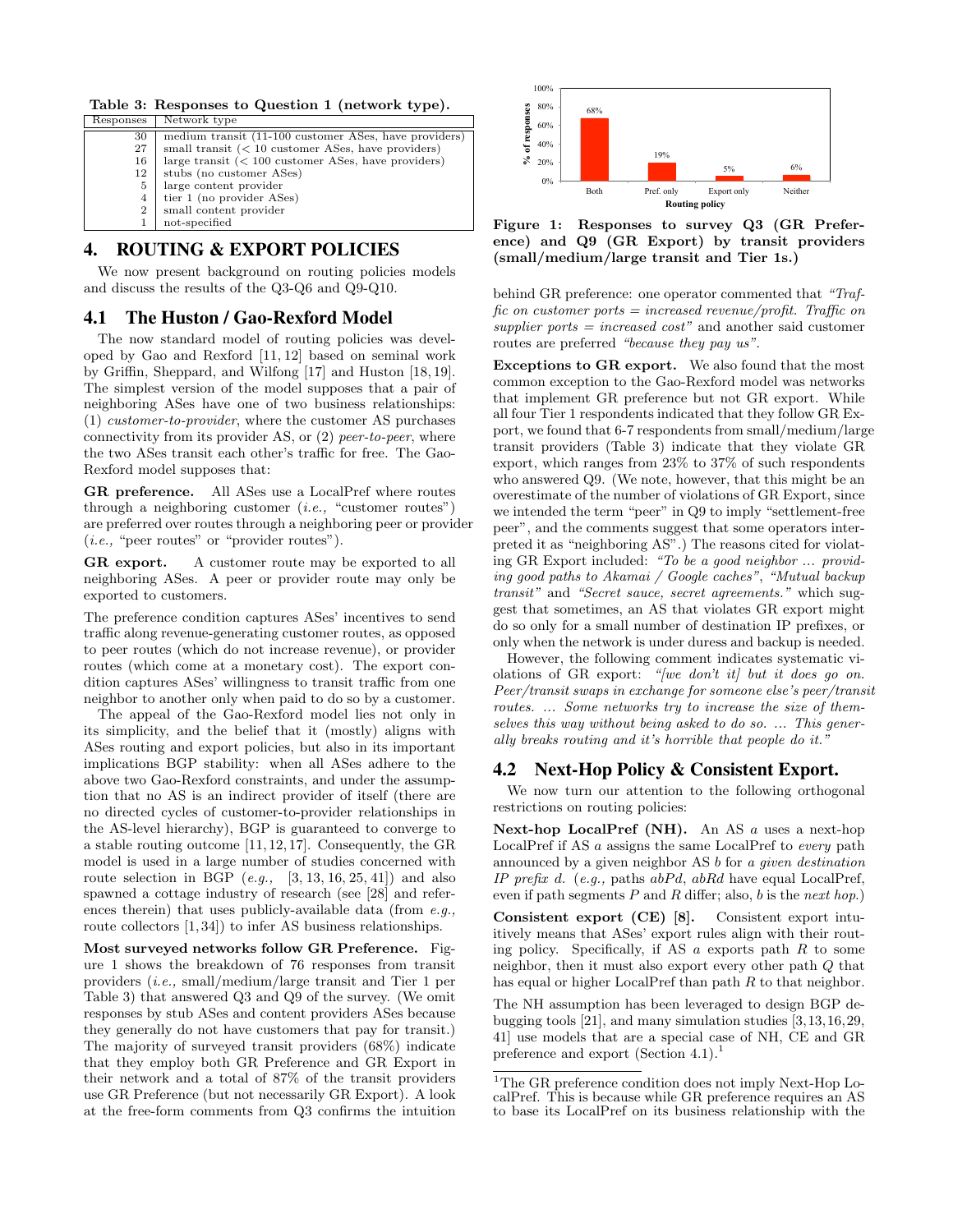**Table 3: Responses to Question 1 (network type).**

| Responses | Network type |
|---|---|
| 30 | medium transit (11-100 customer ASes, have providers) |
| 27 | small transit (< 10 customer ASes, have providers) |
| 16 | large transit (< 100 customer ASes, have providers) |
| 12 | stubs (no customer ASes) |
| 5 | large content provider |
| 4 | tier 1 (no provider ASes) |
| 2 | small content provider |
| 1 | not-specified |

## 4. ROUTING & EXPORT POLICIES

We now present background on routing policies models and discuss the results of the Q3-Q6 and Q9-Q10.

### 4.1 The Huston / Gao-Rexford Model

The now standard model of routing policies was developed by Gao and Rexford [11, 12] based on seminal work by Griffin, Sheppard, and Wilfong [17] and Huston [18, 19]. The simplest version of the model supposes that a pair of neighboring ASes have one of two business relationships: (1) *customer-to-provider*, where the customer AS purchases connectivity from its provider AS, or (2) *peer-to-peer*, where the two ASes transit each other's traffic for free. The Gao-Rexford model supposes that:

**GR preference.** All ASes use a LocalPref where routes through a neighboring customer (*i.e.,* "customer routes") are preferred over routes through a neighboring peer or provider (*i.e.,* "peer routes" or "provider routes").

**GR export.** A customer route may be exported to all neighboring ASes. A peer or provider route may only be exported to customers.

The preference condition captures ASes' incentives to send traffic along revenue-generating customer routes, as opposed to peer routes (which do not increase revenue), or provider routes (which come at a monetary cost). The export condition captures ASes' willingness to transit traffic from one neighbor to another only when paid to do so by a customer.

The appeal of the Gao-Rexford model lies not only in its simplicity, and the belief that it (mostly) aligns with ASes routing and export policies, but also in its important implications BGP stability: when all ASes adhere to the above two Gao-Rexford constraints, and under the assumption that no AS is an indirect provider of itself (there are no directed cycles of customer-to-provider relationships in the AS-level hierarchy), BGP is guaranteed to converge to a stable routing outcome [11, 12, 17]. Consequently, the GR model is used in a large number of studies concerned with route selection in BGP (*e.g.,* [3, 13, 16, 25, 41]) and also spawned a cottage industry of research (see [28] and references therein) that uses publicly-available data (from *e.g.,* route collectors [1, 34]) to infer AS business relationships.

**Most surveyed networks follow GR Preference.** Figure 1 shows the breakdown of 76 responses from transit providers (*i.e.,* small/medium/large transit and Tier 1 per Table 3) that answered Q3 and Q9 of the survey. (We omit responses by stub ASes and content providers ASes because they generally do not have customers that pay for transit.) The majority of surveyed transit providers (68%) indicate that they employ both GR Preference and GR Export in their network and a total of 87% of the transit providers use GR Preference (but not necessarily GR Export). A look at the free-form comments from Q3 confirms the intuition behind GR preference: one operator commented that *"Traffic on customer ports = increased revenue/profit. Traffic on supplier ports = increased cost"* and another said customer routes are preferred *"because they pay us"*.

**Figure 1: Responses to survey Q3 (GR Preference) and Q9 (GR Export) by transit providers (small/medium/large transit and Tier 1s.)**

**Exceptions to GR export.** We also found that the most common exception to the Gao-Rexford model was networks that implement GR preference but not GR export. While all four Tier 1 respondents indicated that they follow GR Export, we found that 6-7 respondents from small/medium/large transit providers (Table 3) indicate that they violate GR export, which ranges from 23% to 37% of such respondents who answered Q9. (We note, however, that this might be an overestimate of the number of violations of GR Export, since we intended the term "peer" in Q9 to imply "settlement-free peer", and the comments suggest that some operators interpreted it as "neighboring AS".) The reasons cited for violating GR Export included: *"To be a good neighbor ... providing good paths to Akamai / Google caches"*, *"Mutual backup transit"* and *"Secret sauce, secret agreements."* which suggest that sometimes, an AS that violates GR export might do so only for a small number of destination IP prefixes, or only when the network is under duress and backup is needed.

However, the following comment indicates systematic violations of GR export: *"[we don't it] but it does go on. Peer/transit swaps in exchange for someone else's peer/transit routes. ... Some networks try to increase the size of themselves this way without being asked to do so. ... This generally breaks routing and it's horrible that people do it."*

### 4.2 Next-Hop Policy & Consistent Export.

We now turn our attention to the following orthogonal restrictions on routing policies:

**Next-hop LocalPref (NH).** An AS $a$ uses a next-hop LocalPref if AS $a$ assigns the same LocalPref to *every* path announced by a given neighbor AS $b$ for *a given destination IP prefix d*. (*e.g.,* paths $abPd$, $abRd$ have equal LocalPref, even if path segments $P$ and $R$ differ; also, $b$ is the *next hop.*)

**Consistent export (CE) [8].** Consistent export intuitively means that ASes' export rules align with their routing policy. Specifically, if AS $a$ exports path $R$ to some neighbor, then it must also export every other path $Q$ that has equal or higher LocalPref than path $R$ to that neighbor.

The NH assumption has been leveraged to design BGP debugging tools [21], and many simulation studies [3, 13, 16, 29, 41] use models that are a special case of NH, CE and GR preference and export (Section 4.1).[1]

[1] The GR preference condition does not imply Next-Hop LocalPref. This is because while GR preference requires an AS to base its LocalPref on its business relationship with the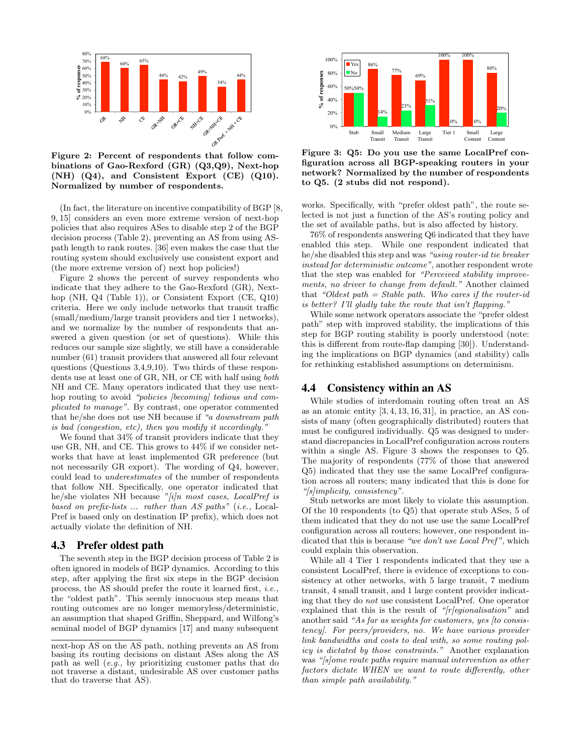**Figure 2: Percent of respondents that follow combinations of Gao-Rexford (GR) (Q3,Q9), Next-hop (NH) (Q4), and Consistent Export (CE) (Q10). Normalized by number of respondents.**

(In fact, the literature on incentive compatibility of BGP [8, 9, 15] considers an even more extreme version of next-hop policies that also requires ASes to disable step 2 of the BGP decision process (Table 2), preventing an AS from using AS-path length to rank routes. [36] even makes the case that the routing system should exclusively use consistent export and (the more extreme version of) next hop policies!)

Figure 2 shows the percent of survey respondents who indicate that they adhere to the Gao-Rexford (GR), Next-hop (NH, Q4 (Table 1)), or Consistent Export (CE, Q10) criteria. Here we only include networks that transit traffic (small/medium/large transit providers and tier 1 networks), and we normalize by the number of respondents that answered a given question (or set of questions). While this reduces our sample size slightly, we still have a considerable number (61) transit providers that answered all four relevant questions (Questions 3,4,9,10). Two thirds of these respondents use at least one of GR, NH, or CE with half using *both* NH and CE. Many operators indicated that they use next-hop routing to avoid *"policies [becoming] tedious and complicated to manage"*. By contrast, one operator commented that he/she does not use NH because if *"a downstream path is bad (congestion, etc), then you modify it accordingly."*

We found that 34% of transit providers indicate that they use GR, NH, and CE. This grows to 44% if we consider networks that have at least implemented GR preference (but not necessarily GR export). The wording of Q4, however, could lead to *underestimates* of the number of respondents that follow NH. Specifically, one operator indicated that he/she violates NH because *"[i]n most cases, LocalPref is based on prefix-lists ... rather than AS paths"* (*i.e.,* LocalPref is based only on destination IP prefix), which does not actually violate the definition of NH.

## 4.3 Prefer oldest path

The seventh step in the BGP decision process of Table 2 is often ignored in models of BGP dynamics. According to this step, after applying the first six steps in the BGP decision process, the AS should prefer the route it learned first, *i.e.,* the "oldest path". This seemingly innocuous step means that routing outcomes are no longer memoryless/deterministic, an assumption that shaped Griffin, Sheppard, and Wilfong's seminal model of BGP dynamics [17] and many subsequent works. Specifically, with "prefer oldest path", the route selected is not just a function of the AS's routing policy and the set of available paths, but is also affected by history.

next-hop AS on the AS path, nothing prevents an AS from basing its routing decisions on distant ASes along the AS path as well (*e.g.,* by prioritizing customer paths that do not traverse a distant, undesirable AS over customer paths that do traverse that AS).

**Figure 3: Q5: Do you use the same LocalPref configuration across all BGP-speaking routers in your network? Normalized by the number of respondents to Q5. (2 stubs did not respond).**

76% of respondents answering Q6 indicated that they have enabled this step. While one respondent indicated that he/she disabled this step and was *"using router-id tie breaker instead for deterministic outcome"*, another respondent wrote that the step was enabled for *"Perceived stability improvements, no driver to change from default."* Another claimed that *"Oldest path = Stable path. Who cares if the router-id is better? I'll gladly take the route that isn't flapping."*

While some network operators associate the "prefer oldest path" step with improved stability, the implications of this step for BGP routing stability is poorly understood (note: this is different from route-flap damping [30]). Understanding the implications on BGP dynamics (and stability) calls for rethinking established assumptions on determinism.

## 4.4 Consistency within an AS

While studies of interdomain routing often treat an AS as an atomic entity [3, 4, 13, 16, 31], in practice, an AS consists of many (often geographically distributed) routers that must be configured individually. Q5 was designed to understand discrepancies in LocalPref configuration across routers within a single AS. Figure 3 shows the responses to Q5. The majority of respondents (77% of those that answered Q5) indicated that they use the same LocalPref configuration across all routers; many indicated that this is done for *"[s]implicity, consistency"*.

Stub networks are most likely to violate this assumption. Of the 10 respondents (to Q5) that operate stub ASes, 5 of them indicated that they do not use use the same LocalPref configuration across all routers; however, one respondent indicated that this is because *"we don't use Local Pref"*, which could explain this observation.

While all 4 Tier 1 respondents indicated that they use a consistent LocalPref, there is evidence of exceptions to consistency at other networks, with 5 large transit, 7 medium transit, 4 small transit, and 1 large content provider indicating that they do *not* use consistent LocalPref. One operator explained that this is the result of *"[r]egionalisation"* and another said *"As far as weights for customers, yes [to consistency]. For peers/providers, no. We have various provider link bandwidths and costs to deal with, so some routing policy is dictated by those constraints."* Another explanation was *"[s]ome route paths require manual intervention as other factors dictate WHEN we want to route differently, other than simple path availability."*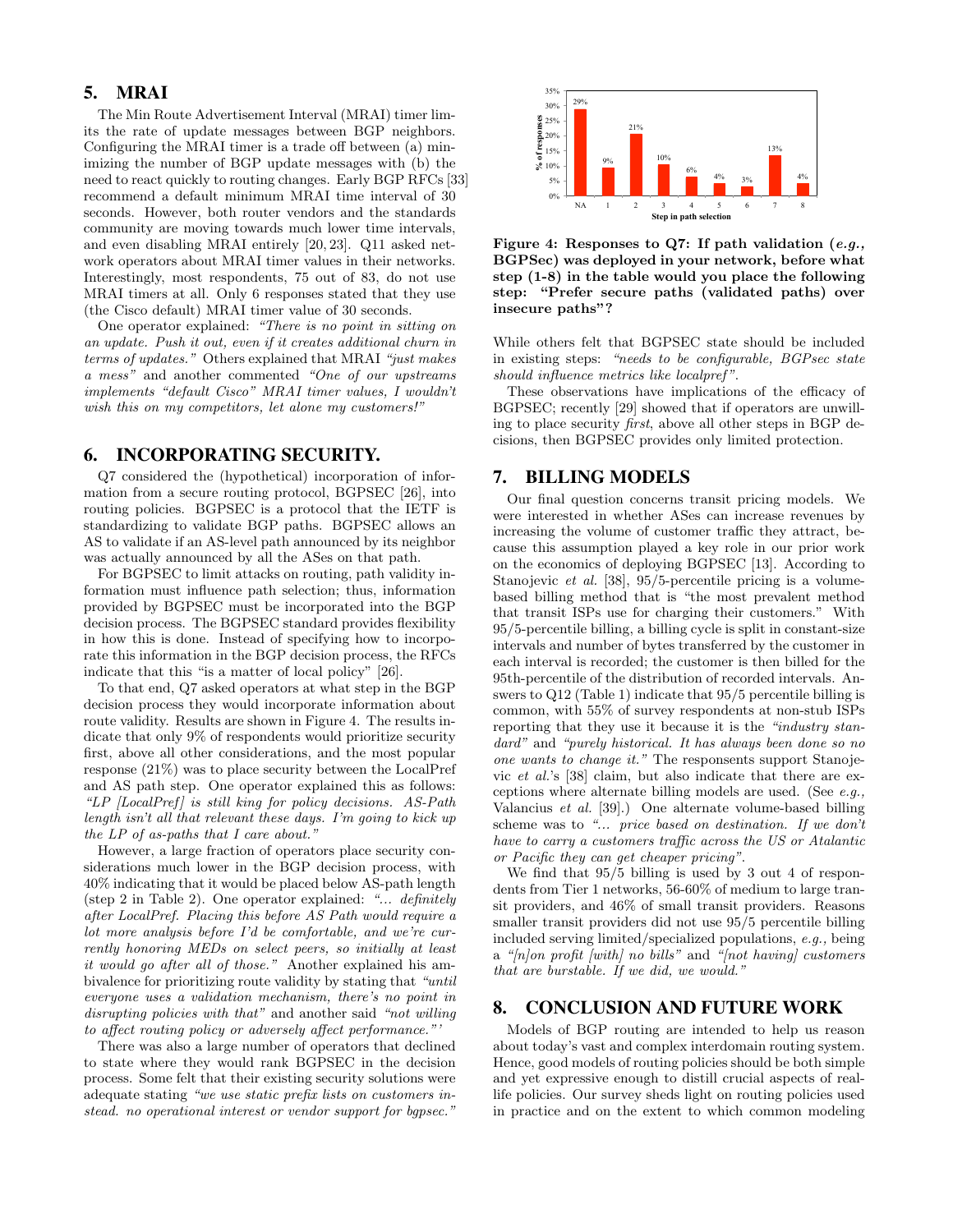## 5. MRAI

The Min Route Advertisement Interval (MRAI) timer limits the rate of update messages between BGP neighbors. Configuring the MRAI timer is a trade off between (a) minimizing the number of BGP update messages with (b) the need to react quickly to routing changes. Early BGP RFCs [33] recommend a default minimum MRAI time interval of 30 seconds. However, both router vendors and the standards community are moving towards much lower time intervals, and even disabling MRAI entirely [20, 23]. Q11 asked network operators about MRAI timer values in their networks. Interestingly, most respondents, 75 out of 83, do not use MRAI timers at all. Only 6 responses stated that they use (the Cisco default) MRAI timer value of 30 seconds.

One operator explained: *"There is no point in sitting on an update. Push it out, even if it creates additional churn in terms of updates."* Others explained that MRAI *"just makes a mess"* and another commented *"One of our upstreams implements "default Cisco" MRAI timer values, I wouldn't wish this on my competitors, let alone my customers!"*

## 6. INCORPORATING SECURITY.

Q7 considered the (hypothetical) incorporation of information from a secure routing protocol, BGPSEC [26], into routing policies. BGPSEC is a protocol that the IETF is standardizing to validate BGP paths. BGPSEC allows an AS to validate if an AS-level path announced by its neighbor was actually announced by all the ASes on that path.

For BGPSEC to limit attacks on routing, path validity information must influence path selection; thus, information provided by BGPSEC must be incorporated into the BGP decision process. The BGPSEC standard provides flexibility in how this is done. Instead of specifying how to incorporate this information in the BGP decision process, the RFCs indicate that this "is a matter of local policy" [26].

To that end, Q7 asked operators at what step in the BGP decision process they would incorporate information about route validity. Results are shown in Figure 4. The results indicate that only 9% of respondents would prioritize security first, above all other considerations, and the most popular response (21%) was to place security between the LocalPref and AS path step. One operator explained this as follows: *"LP [LocalPref] is still king for policy decisions. AS-Path length isn't all that relevant these days. I'm going to kick up the LP of as-paths that I care about."*

However, a large fraction of operators place security considerations much lower in the BGP decision process, with 40% indicating that it would be placed below AS-path length (step 2 in Table 2). One operator explained: *"... definitely after LocalPref. Placing this before AS Path would require a lot more analysis before I'd be comfortable, and we're currently honoring MEDs on select peers, so initially at least it would go after all of those."* Another explained his ambivalence for prioritizing route validity by stating that *"until everyone uses a validation mechanism, there's no point in disrupting policies with that"* and another said *"not willing to affect routing policy or adversely affect performance."'*

There was also a large number of operators that declined to state where they would rank BGPSEC in the decision process. Some felt that their existing security solutions were adequate stating *"we use static prefix lists on customers instead. no operational interest or vendor support for bgpsec."*

| Step in path selection | NA | 1 | 2 | 3 | 4 | 5 | 6 | 7 | 8 |
|---|---|---|---|---|---|---|---|---|---|
| % of responses | 29% | 9% | 21% | 10% | 6% | 4% | 3% | 13% | 4% |

**Figure 4: Responses to Q7: If path validation (*e.g.,* BGPSec) was deployed in your network, before what step (1-8) in the table would you place the following step: "Prefer secure paths (validated paths) over insecure paths"?**

While others felt that BGPSEC state should be included in existing steps: *"needs to be configurable, BGPsec state should influence metrics like localpref"*.

These observations have implications of the efficacy of BGPSEC; recently [29] showed that if operators are unwilling to place security *first*, above all other steps in BGP decisions, then BGPSEC provides only limited protection.

## 7. BILLING MODELS

Our final question concerns transit pricing models. We were interested in whether ASes can increase revenues by increasing the volume of customer traffic they attract, because this assumption played a key role in our prior work on the economics of deploying BGPSEC [13]. According to Stanojevic *et al.* [38], 95/5-percentile pricing is a volume-based billing method that is "the most prevalent method that transit ISPs use for charging their customers." With 95/5-percentile billing, a billing cycle is split in constant-size intervals and number of bytes transferred by the customer in each interval is recorded; the customer is then billed for the 95th-percentile of the distribution of recorded intervals. Answers to Q12 (Table 1) indicate that 95/5 percentile billing is common, with 55% of survey respondents at non-stub ISPs reporting that they use it because it is the *"industry standard"* and *"purely historical. It has always been done so no one wants to change it."* The responsents support Stanojevic *et al.*'s [38] claim, but also indicate that there are exceptions where alternate billing models are used. (See *e.g.,* Valancius *et al.* [39].) One alternate volume-based billing scheme was to *"... price based on destination. If we don't have to carry a customers traffic across the US or Atalantic or Pacific they can get cheaper pricing"*.

We find that 95/5 billing is used by 3 out 4 of respondents from Tier 1 networks, 56-60% of medium to large transit providers, and 46% of small transit providers. Reasons smaller transit providers did not use 95/5 percentile billing included serving limited/specialized populations, *e.g.,* being a *"[n]on profit [with] no bills"* and *"[not having] customers that are burstable. If we did, we would."*

## 8. CONCLUSION AND FUTURE WORK

Models of BGP routing are intended to help us reason about today's vast and complex interdomain routing system. Hence, good models of routing policies should be both simple and yet expressive enough to distill crucial aspects of real-life policies. Our survey sheds light on routing policies used in practice and on the extent to which common modeling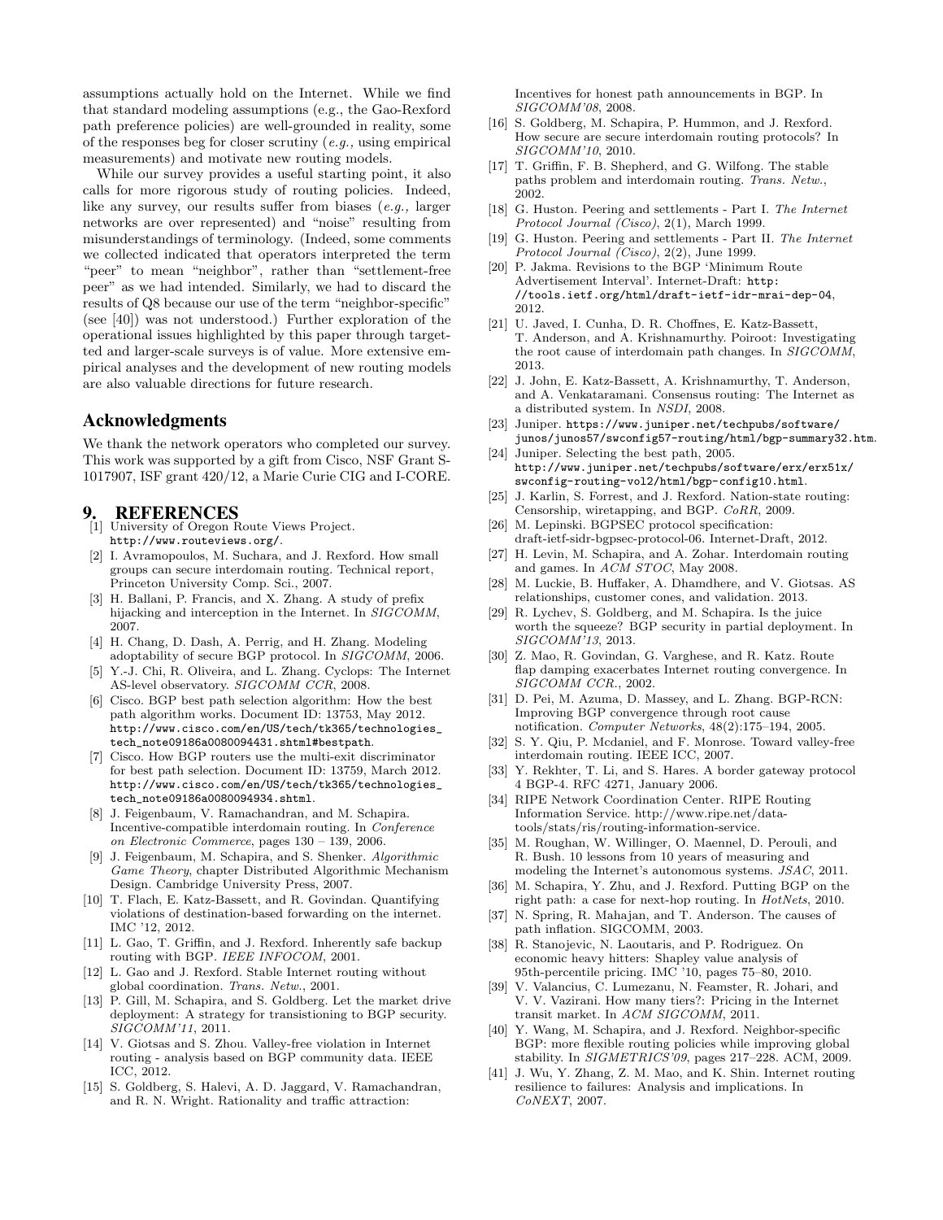assumptions actually hold on the Internet. While we find that standard modeling assumptions (e.g., the Gao-Rexford path preference policies) are well-grounded in reality, some of the responses beg for closer scrutiny (*e.g.,* using empirical measurements) and motivate new routing models.

While our survey provides a useful starting point, it also calls for more rigorous study of routing policies. Indeed, like any survey, our results suffer from biases (*e.g.,* larger networks are over represented) and "noise" resulting from misunderstandings of terminology. (Indeed, some comments we collected indicated that operators interpreted the term "peer" to mean "neighbor", rather than "settlement-free peer" as we had intended. Similarly, we had to discard the results of Q8 because our use of the term "neighbor-specific" (see [40]) was not understood.) Further exploration of the operational issues highlighted by this paper through targetted and larger-scale surveys is of value. More extensive empirical analyses and the development of new routing models are also valuable directions for future research.

## Acknowledgments

We thank the network operators who completed our survey. This work was supported by a gift from Cisco, NSF Grant S-1017907, ISF grant 420/12, a Marie Curie CIG and I-CORE.

## 9. REFERENCES

[1] University of Oregon Route Views Project. http://www.routeviews.org/.

[2] I. Avramopoulos, M. Suchara, and J. Rexford. How small groups can secure interdomain routing. Technical report, Princeton University Comp. Sci., 2007.

[3] H. Ballani, P. Francis, and X. Zhang. A study of prefix hijacking and interception in the Internet. In *SIGCOMM*, 2007.

[4] H. Chang, D. Dash, A. Perrig, and H. Zhang. Modeling adoptability of secure BGP protocol. In *SIGCOMM*, 2006.

[5] Y.-J. Chi, R. Oliveira, and L. Zhang. Cyclops: The Internet AS-level observatory. *SIGCOMM CCR*, 2008.

[6] Cisco. BGP best path selection algorithm: How the best path algorithm works. Document ID: 13753, May 2012. http://www.cisco.com/en/US/tech/tk365/technologies_tech_note09186a0080094431.shtml#bestpath.

[7] Cisco. How BGP routers use the multi-exit discriminator for best path selection. Document ID: 13759, March 2012. http://www.cisco.com/en/US/tech/tk365/technologies_tech_note09186a0080094934.shtml.

[8] J. Feigenbaum, V. Ramachandran, and M. Schapira. Incentive-compatible interdomain routing. In *Conference on Electronic Commerce*, pages 130 – 139, 2006.

[9] J. Feigenbaum, M. Schapira, and S. Shenker. *Algorithmic Game Theory*, chapter Distributed Algorithmic Mechanism Design. Cambridge University Press, 2007.

[10] T. Flach, E. Katz-Bassett, and R. Govindan. Quantifying violations of destination-based forwarding on the internet. IMC '12, 2012.

[11] L. Gao, T. Griffin, and J. Rexford. Inherently safe backup routing with BGP. *IEEE INFOCOM*, 2001.

[12] L. Gao and J. Rexford. Stable Internet routing without global coordination. *Trans. Netw.*, 2001.

[13] P. Gill, M. Schapira, and S. Goldberg. Let the market drive deployment: A strategy for transistioning to BGP security. *SIGCOMM'11*, 2011.

[14] V. Giotsas and S. Zhou. Valley-free violation in Internet routing - analysis based on BGP community data. IEEE ICC, 2012.

[15] S. Goldberg, S. Halevi, A. D. Jaggard, V. Ramachandran, and R. N. Wright. Rationality and traffic attraction: Incentives for honest path announcements in BGP. In *SIGCOMM'08*, 2008.

[16] S. Goldberg, M. Schapira, P. Hummon, and J. Rexford. How secure are secure interdomain routing protocols? In *SIGCOMM'10*, 2010.

[17] T. Griffin, F. B. Shepherd, and G. Wilfong. The stable paths problem and interdomain routing. *Trans. Netw.*, 2002.

[18] G. Huston. Peering and settlements - Part I. *The Internet Protocol Journal (Cisco)*, 2(1), March 1999.

[19] G. Huston. Peering and settlements - Part II. *The Internet Protocol Journal (Cisco)*, 2(2), June 1999.

[20] P. Jakma. Revisions to the BGP 'Minimum Route Advertisement Interval'. Internet-Draft: http://tools.ietf.org/html/draft-ietf-idr-mrai-dep-04, 2012.

[21] U. Javed, I. Cunha, D. R. Choffnes, E. Katz-Bassett, T. Anderson, and A. Krishnamurthy. Poiroot: Investigating the root cause of interdomain path changes. In *SIGCOMM*, 2013.

[22] J. John, E. Katz-Bassett, A. Krishnamurthy, T. Anderson, and A. Venkataramani. Consensus routing: The Internet as a distributed system. In *NSDI*, 2008.

[23] Juniper. https://www.juniper.net/techpubs/software/junos/junos57/swconfig57-routing/html/bgp-summary32.htm.

[24] Juniper. Selecting the best path, 2005. http://www.juniper.net/techpubs/software/erx/erx51x/swconfig-routing-vol2/html/bgp-config10.html.

[25] J. Karlin, S. Forrest, and J. Rexford. Nation-state routing: Censorship, wiretapping, and BGP. *CoRR*, 2009.

[26] M. Lepinski. BGPSEC protocol specification: draft-ietf-sidr-bgpsec-protocol-06. Internet-Draft, 2012.

[27] H. Levin, M. Schapira, and A. Zohar. Interdomain routing and games. In *ACM STOC*, May 2008.

[28] M. Luckie, B. Huffaker, A. Dhamdhere, and V. Giotsas. AS relationships, customer cones, and validation. 2013.

[29] R. Lychev, S. Goldberg, and M. Schapira. Is the juice worth the squeeze? BGP security in partial deployment. In *SIGCOMM'13*, 2013.

[30] Z. Mao, R. Govindan, G. Varghese, and R. Katz. Route flap damping exacerbates Internet routing convergence. In *SIGCOMM CCR.*, 2002.

[31] D. Pei, M. Azuma, D. Massey, and L. Zhang. BGP-RCN: Improving BGP convergence through root cause notification. *Computer Networks*, 48(2):175–194, 2005.

[32] S. Y. Qiu, P. Mcdaniel, and F. Monrose. Toward valley-free interdomain routing. IEEE ICC, 2007.

[33] Y. Rekhter, T. Li, and S. Hares. A border gateway protocol 4 BGP-4. RFC 4271, January 2006.

[34] RIPE Network Coordination Center. RIPE Routing Information Service. http://www.ripe.net/data-tools/stats/ris/routing-information-service.

[35] M. Roughan, W. Willinger, O. Maennel, D. Perouli, and R. Bush. 10 lessons from 10 years of measuring and modeling the Internet's autonomous systems. *JSAC*, 2011.

[36] M. Schapira, Y. Zhu, and J. Rexford. Putting BGP on the right path: a case for next-hop routing. In *HotNets*, 2010.

[37] N. Spring, R. Mahajan, and T. Anderson. The causes of path inflation. SIGCOMM, 2003.

[38] R. Stanojevic, N. Laoutaris, and P. Rodriguez. On economic heavy hitters: Shapley value analysis of 95th-percentile pricing. IMC '10, pages 75–80, 2010.

[39] V. Valancius, C. Lumezanu, N. Feamster, R. Johari, and V. V. Vazirani. How many tiers?: Pricing in the Internet transit market. In *ACM SIGCOMM*, 2011.

[40] Y. Wang, M. Schapira, and J. Rexford. Neighbor-specific BGP: more flexible routing policies while improving global stability. In *SIGMETRICS'09*, pages 217–228. ACM, 2009.

[41] J. Wu, Y. Zhang, Z. M. Mao, and K. Shin. Internet routing resilience to failures: Analysis and implications. In *CoNEXT*, 2007.